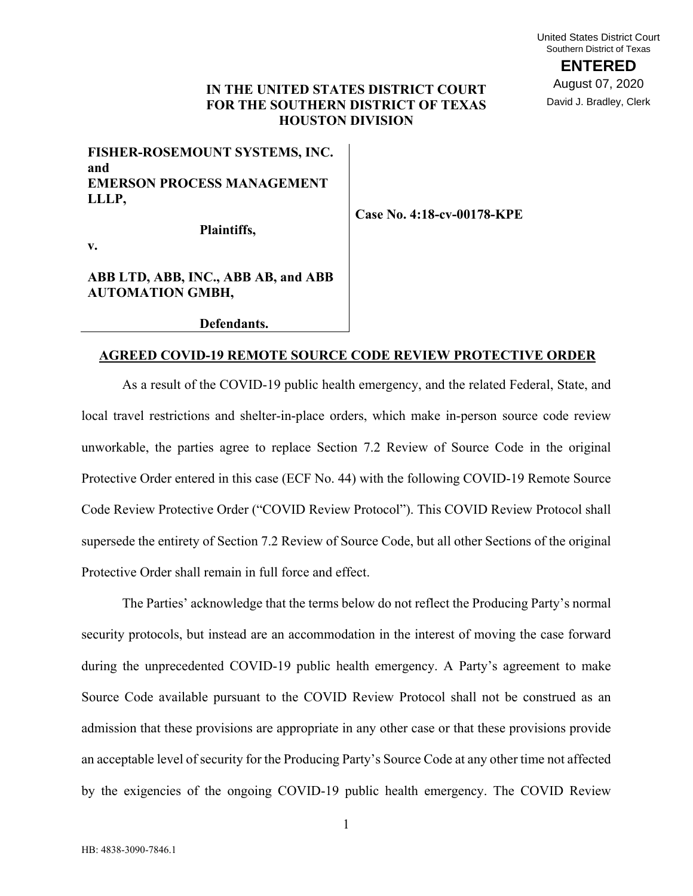United States District Court
Southern District of Texas

**ENTERED**

August 07, 2020

David J. Bradley, Clerk

**IN THE UNITED STATES DISTRICT COURT**
**FOR THE SOUTHERN DISTRICT OF TEXAS**
**HOUSTON DIVISION**

**FISHER-ROSEMOUNT SYSTEMS, INC. and EMERSON PROCESS MANAGEMENT LLLP,**

**Plaintiffs,**

**v.**

**ABB LTD, ABB, INC., ABB AB, and ABB AUTOMATION GMBH,**

**Defendants.**

**Case No. 4:18-cv-00178-KPE**

**AGREED COVID-19 REMOTE SOURCE CODE REVIEW PROTECTIVE ORDER**

As a result of the COVID-19 public health emergency, and the related Federal, State, and local travel restrictions and shelter-in-place orders, which make in-person source code review unworkable, the parties agree to replace Section 7.2 Review of Source Code in the original Protective Order entered in this case (ECF No. 44) with the following COVID-19 Remote Source Code Review Protective Order ("COVID Review Protocol"). This COVID Review Protocol shall supersede the entirety of Section 7.2 Review of Source Code, but all other Sections of the original Protective Order shall remain in full force and effect.

The Parties' acknowledge that the terms below do not reflect the Producing Party's normal security protocols, but instead are an accommodation in the interest of moving the case forward during the unprecedented COVID-19 public health emergency. A Party's agreement to make Source Code available pursuant to the COVID Review Protocol shall not be construed as an admission that these provisions are appropriate in any other case or that these provisions provide an acceptable level of security for the Producing Party's Source Code at any other time not affected by the exigencies of the ongoing COVID-19 public health emergency. The COVID Review

HB: 4838-3090-7846.1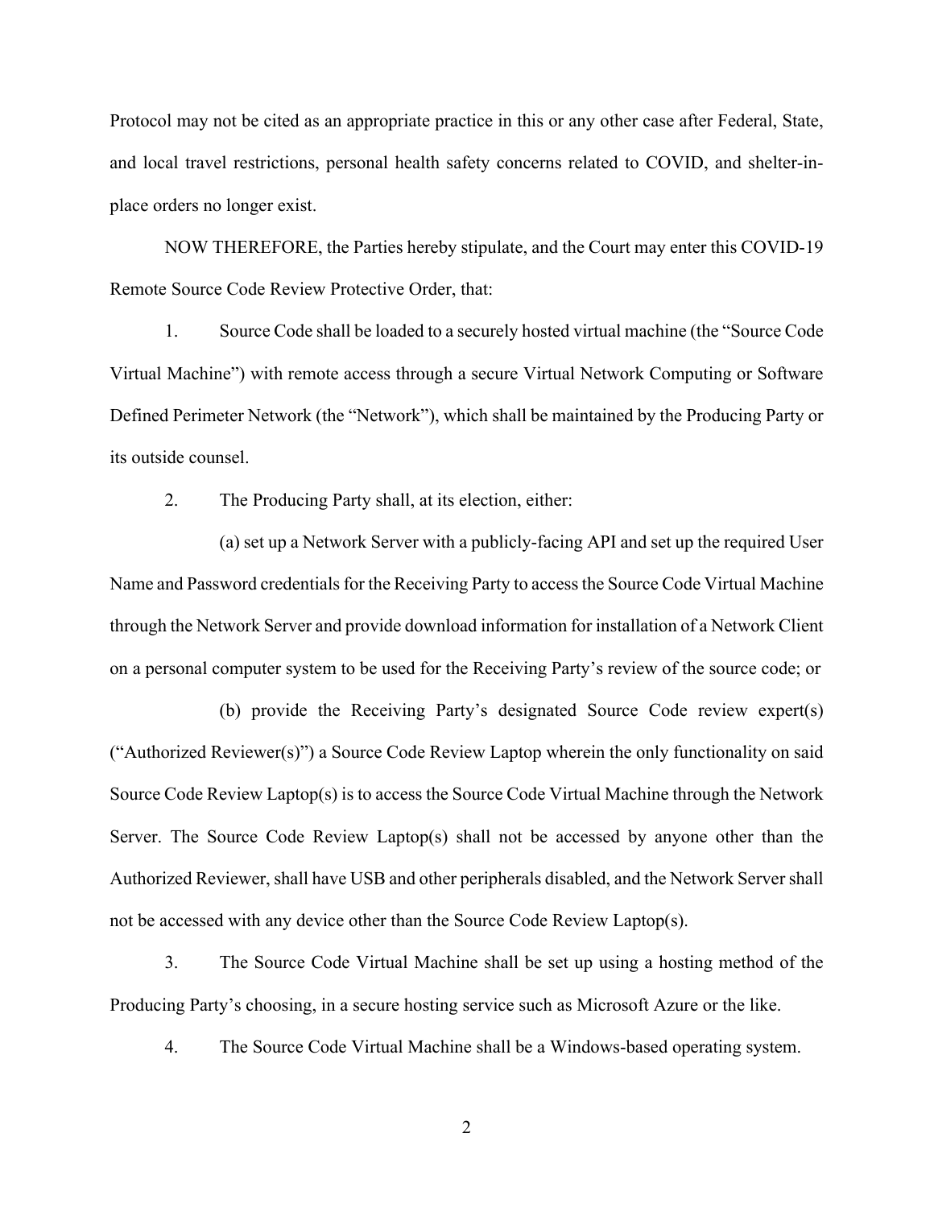Protocol may not be cited as an appropriate practice in this or any other case after Federal, State, and local travel restrictions, personal health safety concerns related to COVID, and shelter-in-place orders no longer exist.

NOW THEREFORE, the Parties hereby stipulate, and the Court may enter this COVID-19 Remote Source Code Review Protective Order, that:

1. Source Code shall be loaded to a securely hosted virtual machine (the "Source Code Virtual Machine") with remote access through a secure Virtual Network Computing or Software Defined Perimeter Network (the "Network"), which shall be maintained by the Producing Party or its outside counsel.

2. The Producing Party shall, at its election, either:

(a) set up a Network Server with a publicly-facing API and set up the required User Name and Password credentials for the Receiving Party to access the Source Code Virtual Machine through the Network Server and provide download information for installation of a Network Client on a personal computer system to be used for the Receiving Party's review of the source code; or

(b) provide the Receiving Party's designated Source Code review expert(s) ("Authorized Reviewer(s)") a Source Code Review Laptop wherein the only functionality on said Source Code Review Laptop(s) is to access the Source Code Virtual Machine through the Network Server. The Source Code Review Laptop(s) shall not be accessed by anyone other than the Authorized Reviewer, shall have USB and other peripherals disabled, and the Network Server shall not be accessed with any device other than the Source Code Review Laptop(s).

3. The Source Code Virtual Machine shall be set up using a hosting method of the Producing Party's choosing, in a secure hosting service such as Microsoft Azure or the like.

4. The Source Code Virtual Machine shall be a Windows-based operating system.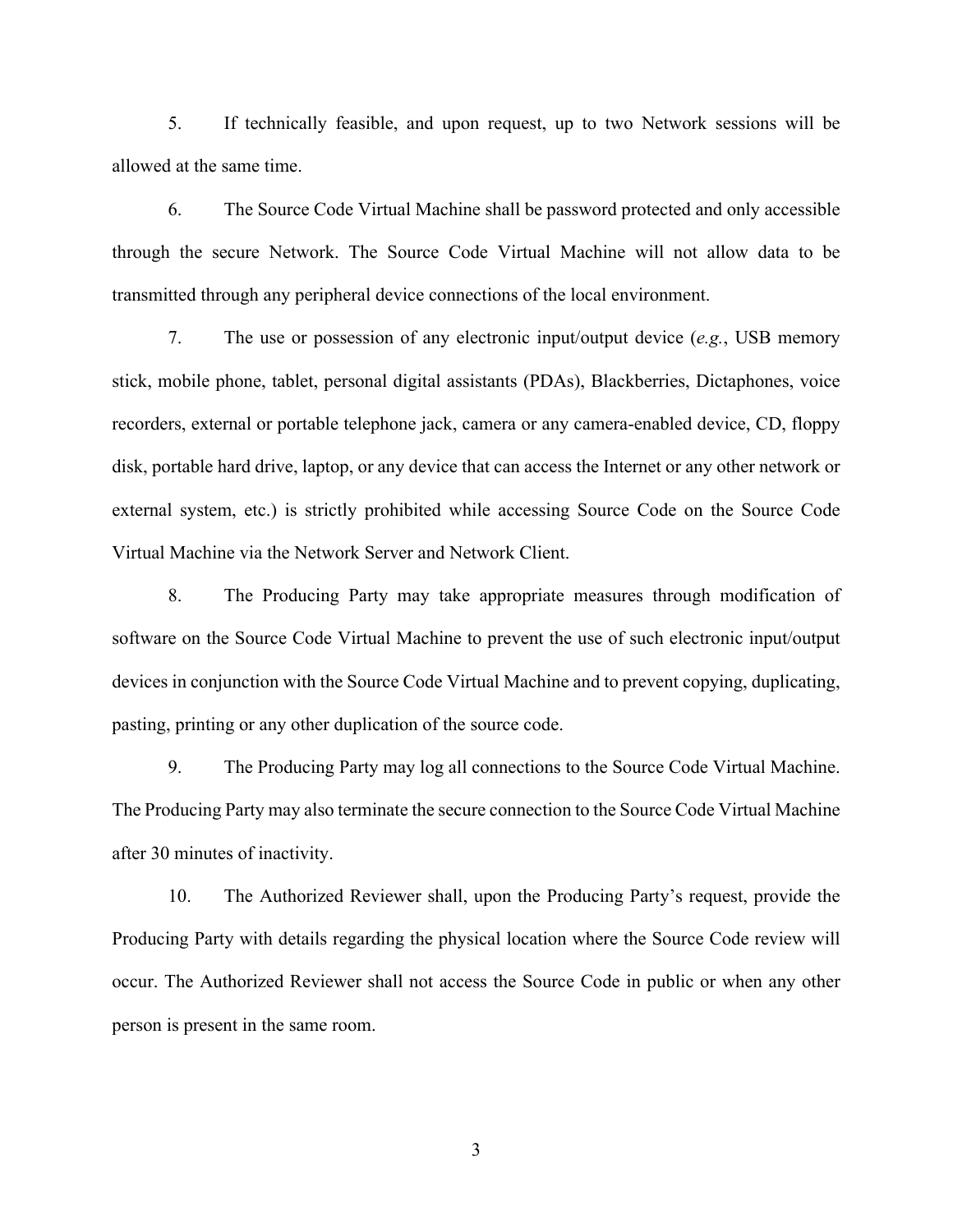5. If technically feasible, and upon request, up to two Network sessions will be allowed at the same time.

6. The Source Code Virtual Machine shall be password protected and only accessible through the secure Network. The Source Code Virtual Machine will not allow data to be transmitted through any peripheral device connections of the local environment.

7. The use or possession of any electronic input/output device (*e.g.*, USB memory stick, mobile phone, tablet, personal digital assistants (PDAs), Blackberries, Dictaphones, voice recorders, external or portable telephone jack, camera or any camera-enabled device, CD, floppy disk, portable hard drive, laptop, or any device that can access the Internet or any other network or external system, etc.) is strictly prohibited while accessing Source Code on the Source Code Virtual Machine via the Network Server and Network Client.

8. The Producing Party may take appropriate measures through modification of software on the Source Code Virtual Machine to prevent the use of such electronic input/output devices in conjunction with the Source Code Virtual Machine and to prevent copying, duplicating, pasting, printing or any other duplication of the source code.

9. The Producing Party may log all connections to the Source Code Virtual Machine. The Producing Party may also terminate the secure connection to the Source Code Virtual Machine after 30 minutes of inactivity.

10. The Authorized Reviewer shall, upon the Producing Party's request, provide the Producing Party with details regarding the physical location where the Source Code review will occur. The Authorized Reviewer shall not access the Source Code in public or when any other person is present in the same room.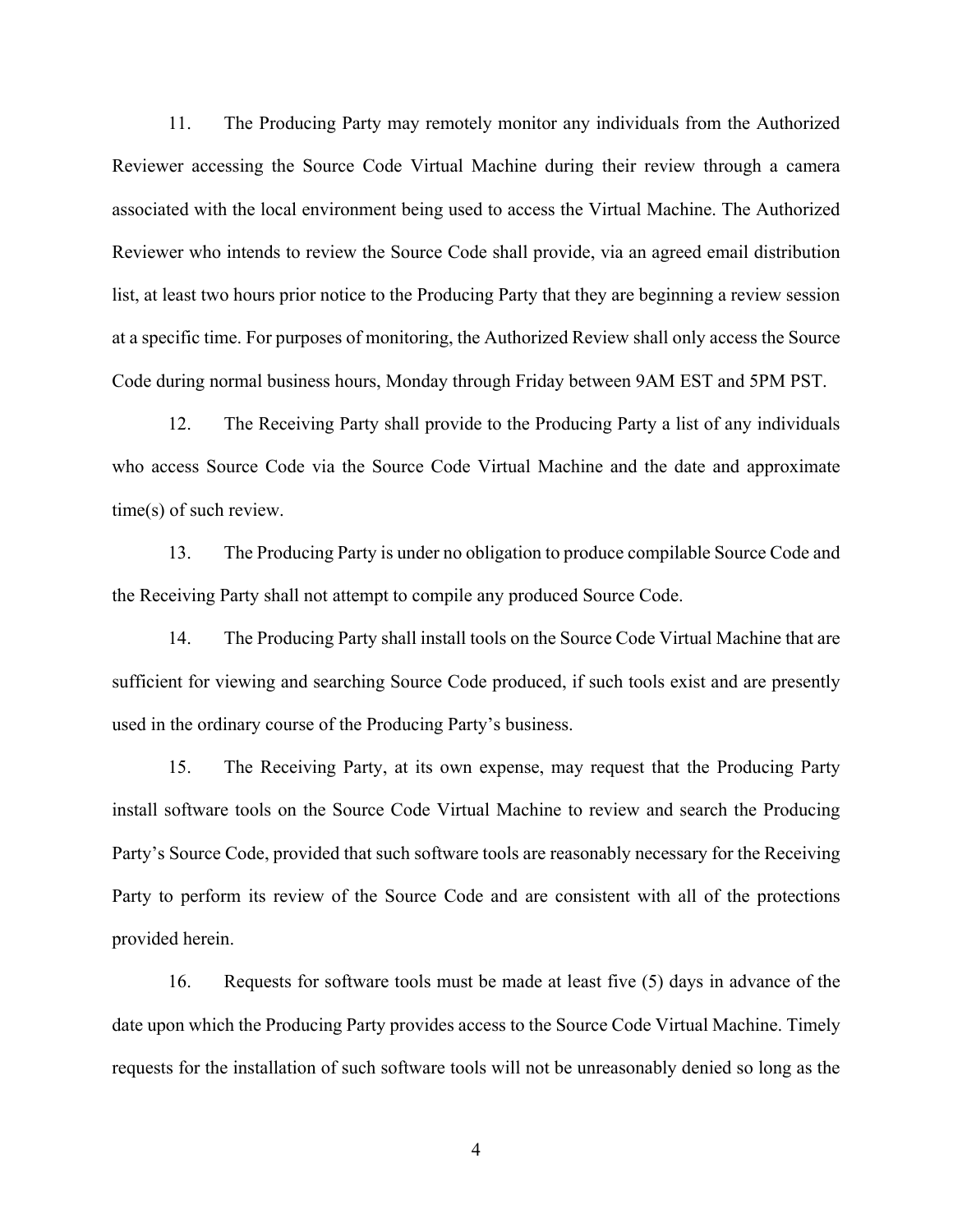11. The Producing Party may remotely monitor any individuals from the Authorized Reviewer accessing the Source Code Virtual Machine during their review through a camera associated with the local environment being used to access the Virtual Machine. The Authorized Reviewer who intends to review the Source Code shall provide, via an agreed email distribution list, at least two hours prior notice to the Producing Party that they are beginning a review session at a specific time. For purposes of monitoring, the Authorized Review shall only access the Source Code during normal business hours, Monday through Friday between 9AM EST and 5PM PST.

12. The Receiving Party shall provide to the Producing Party a list of any individuals who access Source Code via the Source Code Virtual Machine and the date and approximate time(s) of such review.

13. The Producing Party is under no obligation to produce compilable Source Code and the Receiving Party shall not attempt to compile any produced Source Code.

14. The Producing Party shall install tools on the Source Code Virtual Machine that are sufficient for viewing and searching Source Code produced, if such tools exist and are presently used in the ordinary course of the Producing Party's business.

15. The Receiving Party, at its own expense, may request that the Producing Party install software tools on the Source Code Virtual Machine to review and search the Producing Party's Source Code, provided that such software tools are reasonably necessary for the Receiving Party to perform its review of the Source Code and are consistent with all of the protections provided herein.

16. Requests for software tools must be made at least five (5) days in advance of the date upon which the Producing Party provides access to the Source Code Virtual Machine. Timely requests for the installation of such software tools will not be unreasonably denied so long as the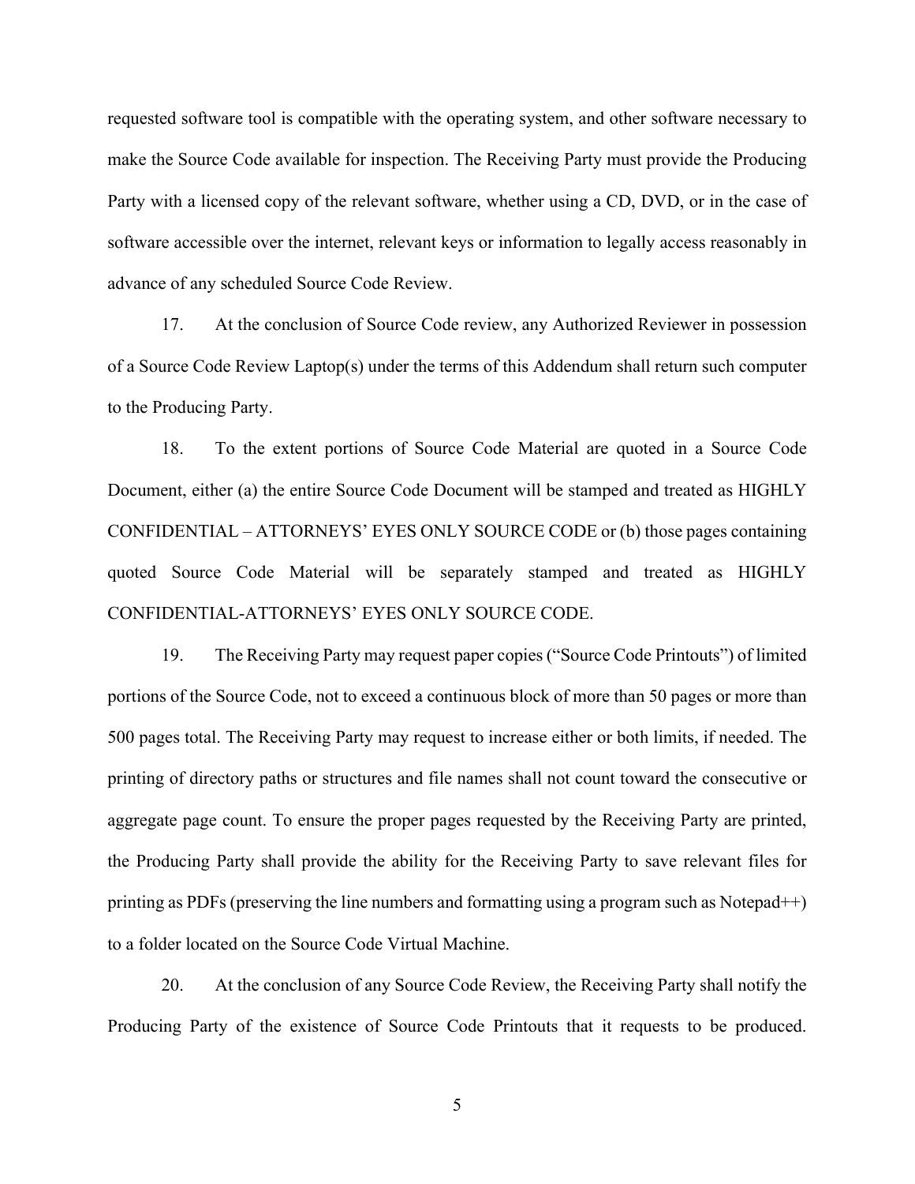requested software tool is compatible with the operating system, and other software necessary to make the Source Code available for inspection. The Receiving Party must provide the Producing Party with a licensed copy of the relevant software, whether using a CD, DVD, or in the case of software accessible over the internet, relevant keys or information to legally access reasonably in advance of any scheduled Source Code Review.

17. At the conclusion of Source Code review, any Authorized Reviewer in possession of a Source Code Review Laptop(s) under the terms of this Addendum shall return such computer to the Producing Party.

18. To the extent portions of Source Code Material are quoted in a Source Code Document, either (a) the entire Source Code Document will be stamped and treated as HIGHLY CONFIDENTIAL – ATTORNEYS' EYES ONLY SOURCE CODE or (b) those pages containing quoted Source Code Material will be separately stamped and treated as HIGHLY CONFIDENTIAL-ATTORNEYS' EYES ONLY SOURCE CODE.

19. The Receiving Party may request paper copies ("Source Code Printouts") of limited portions of the Source Code, not to exceed a continuous block of more than 50 pages or more than 500 pages total. The Receiving Party may request to increase either or both limits, if needed. The printing of directory paths or structures and file names shall not count toward the consecutive or aggregate page count. To ensure the proper pages requested by the Receiving Party are printed, the Producing Party shall provide the ability for the Receiving Party to save relevant files for printing as PDFs (preserving the line numbers and formatting using a program such as Notepad++) to a folder located on the Source Code Virtual Machine.

20. At the conclusion of any Source Code Review, the Receiving Party shall notify the Producing Party of the existence of Source Code Printouts that it requests to be produced.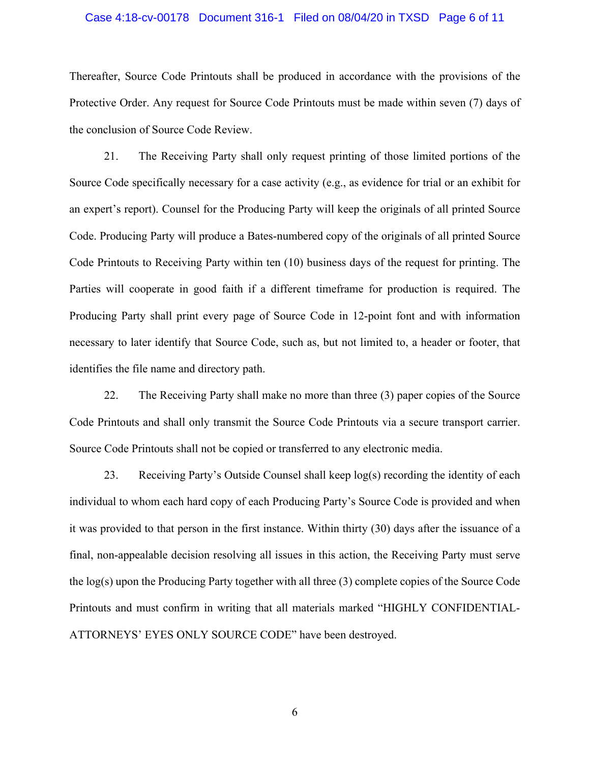Thereafter, Source Code Printouts shall be produced in accordance with the provisions of the Protective Order. Any request for Source Code Printouts must be made within seven (7) days of the conclusion of Source Code Review.

21. The Receiving Party shall only request printing of those limited portions of the Source Code specifically necessary for a case activity (e.g., as evidence for trial or an exhibit for an expert's report). Counsel for the Producing Party will keep the originals of all printed Source Code. Producing Party will produce a Bates-numbered copy of the originals of all printed Source Code Printouts to Receiving Party within ten (10) business days of the request for printing. The Parties will cooperate in good faith if a different timeframe for production is required. The Producing Party shall print every page of Source Code in 12-point font and with information necessary to later identify that Source Code, such as, but not limited to, a header or footer, that identifies the file name and directory path.

22. The Receiving Party shall make no more than three (3) paper copies of the Source Code Printouts and shall only transmit the Source Code Printouts via a secure transport carrier. Source Code Printouts shall not be copied or transferred to any electronic media.

23. Receiving Party's Outside Counsel shall keep log(s) recording the identity of each individual to whom each hard copy of each Producing Party's Source Code is provided and when it was provided to that person in the first instance. Within thirty (30) days after the issuance of a final, non-appealable decision resolving all issues in this action, the Receiving Party must serve the log(s) upon the Producing Party together with all three (3) complete copies of the Source Code Printouts and must confirm in writing that all materials marked "HIGHLY CONFIDENTIAL-ATTORNEYS' EYES ONLY SOURCE CODE" have been destroyed.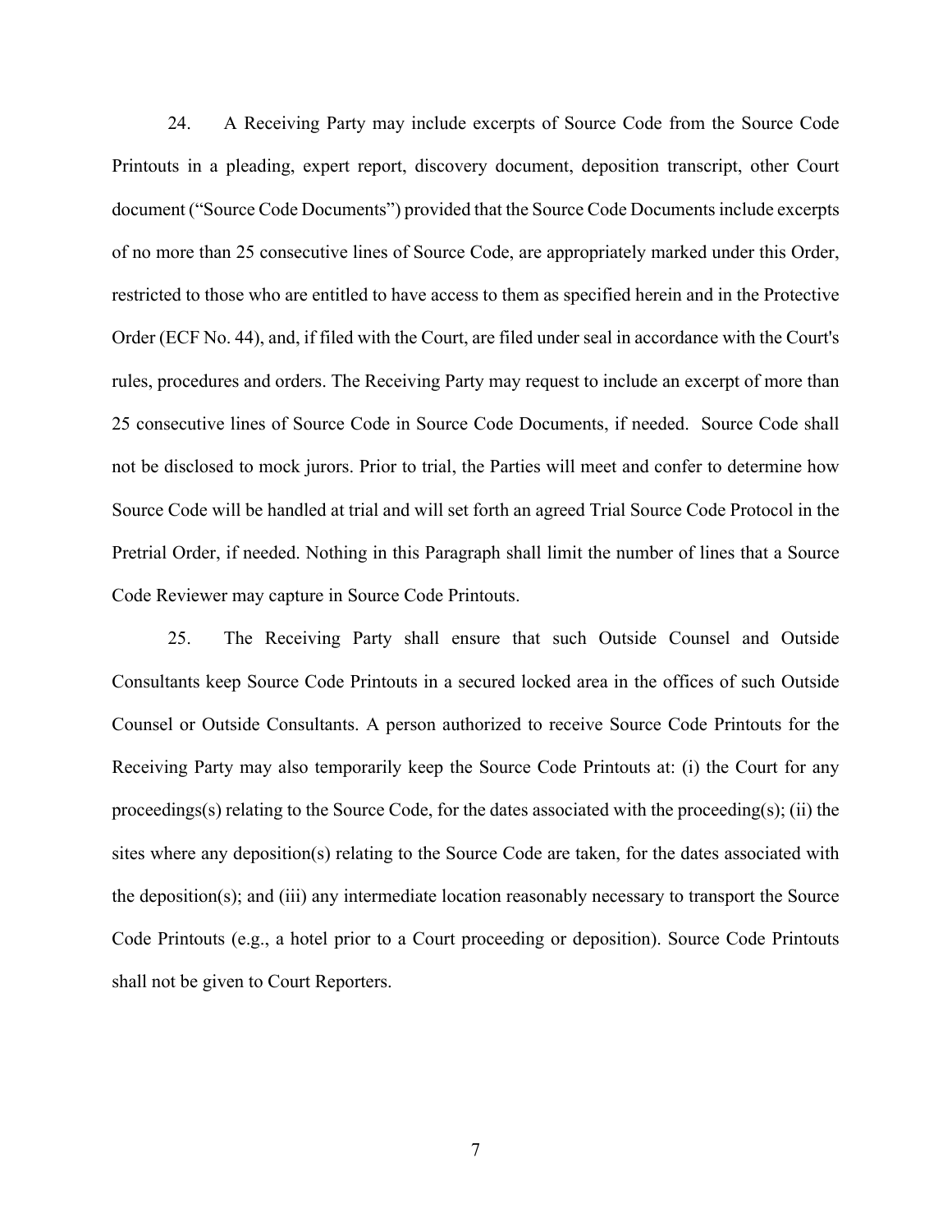24. A Receiving Party may include excerpts of Source Code from the Source Code Printouts in a pleading, expert report, discovery document, deposition transcript, other Court document ("Source Code Documents") provided that the Source Code Documents include excerpts of no more than 25 consecutive lines of Source Code, are appropriately marked under this Order, restricted to those who are entitled to have access to them as specified herein and in the Protective Order (ECF No. 44), and, if filed with the Court, are filed under seal in accordance with the Court's rules, procedures and orders. The Receiving Party may request to include an excerpt of more than 25 consecutive lines of Source Code in Source Code Documents, if needed. Source Code shall not be disclosed to mock jurors. Prior to trial, the Parties will meet and confer to determine how Source Code will be handled at trial and will set forth an agreed Trial Source Code Protocol in the Pretrial Order, if needed. Nothing in this Paragraph shall limit the number of lines that a Source Code Reviewer may capture in Source Code Printouts.

25. The Receiving Party shall ensure that such Outside Counsel and Outside Consultants keep Source Code Printouts in a secured locked area in the offices of such Outside Counsel or Outside Consultants. A person authorized to receive Source Code Printouts for the Receiving Party may also temporarily keep the Source Code Printouts at: (i) the Court for any proceedings(s) relating to the Source Code, for the dates associated with the proceeding(s); (ii) the sites where any deposition(s) relating to the Source Code are taken, for the dates associated with the deposition(s); and (iii) any intermediate location reasonably necessary to transport the Source Code Printouts (e.g., a hotel prior to a Court proceeding or deposition). Source Code Printouts shall not be given to Court Reporters.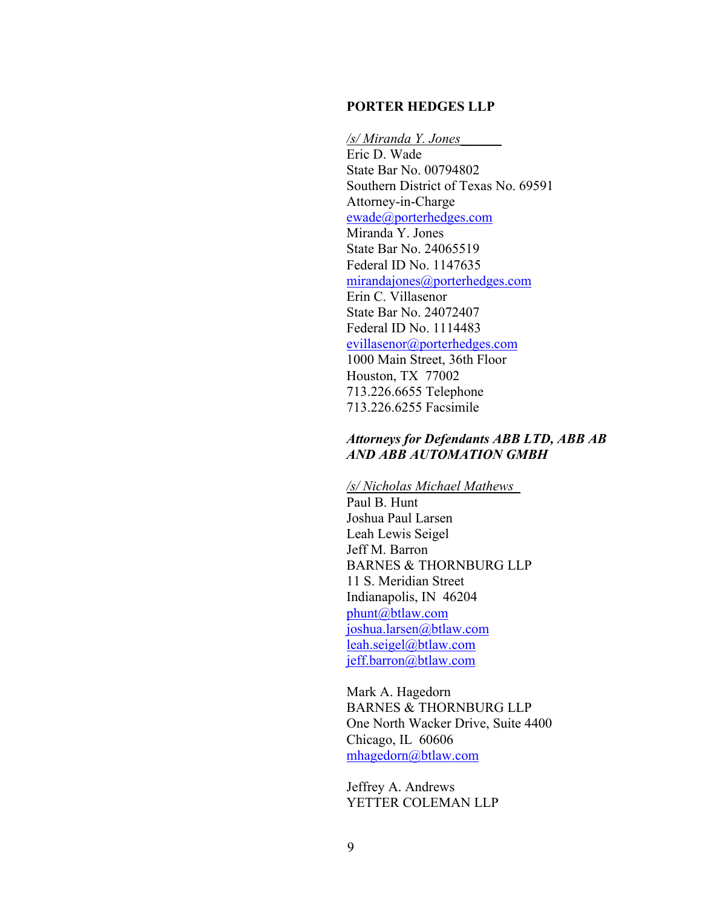**PORTER HEDGES LLP**

*/s/ Miranda Y. Jones*______
Eric D. Wade
State Bar No. 00794802
Southern District of Texas No. 69591
Attorney-in-Charge
ewade@porterhedges.com
Miranda Y. Jones
State Bar No. 24065519
Federal ID No. 1147635
mirandajones@porterhedges.com
Erin C. Villasenor
State Bar No. 24072407
Federal ID No. 1114483
evillasenor@porterhedges.com
1000 Main Street, 36th Floor
Houston, TX 77002
713.226.6655 Telephone
713.226.6255 Facsimile

***Attorneys for Defendants ABB LTD, ABB AB AND ABB AUTOMATION GMBH***

*/s/ Nicholas Michael Mathews*
Paul B. Hunt
Joshua Paul Larsen
Leah Lewis Seigel
Jeff M. Barron
BARNES & THORNBURG LLP
11 S. Meridian Street
Indianapolis, IN 46204
phunt@btlaw.com
joshua.larsen@btlaw.com
leah.seigel@btlaw.com
jeff.barron@btlaw.com

Mark A. Hagedorn
BARNES & THORNBURG LLP
One North Wacker Drive, Suite 4400
Chicago, IL 60606
mhagedorn@btlaw.com

Jeffrey A. Andrews
YETTER COLEMAN LLP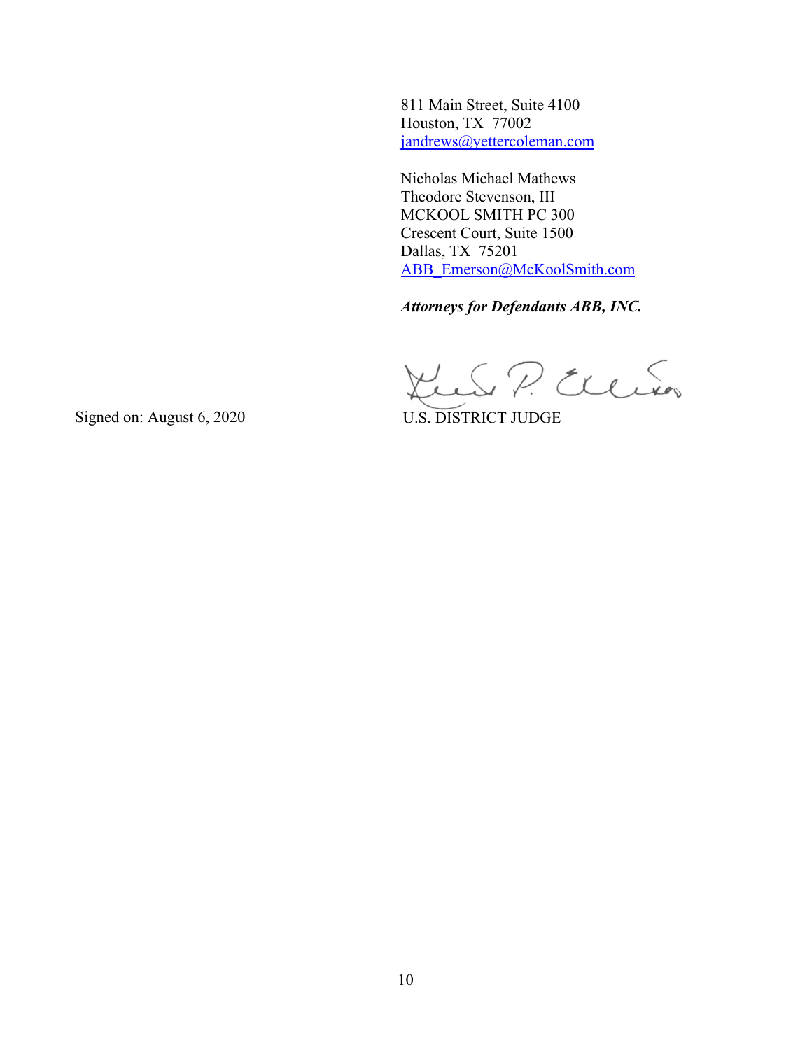811 Main Street, Suite 4100
Houston, TX 77002
jandrews@yettercoleman.com

Nicholas Michael Mathews
Theodore Stevenson, III
MCKOOL SMITH PC 300
Crescent Court, Suite 1500
Dallas, TX 75201
ABB_Emerson@McKoolSmith.com

***Attorneys for Defendants ABB, INC.***

Signed on: August 6, 2020

U.S. DISTRICT JUDGE